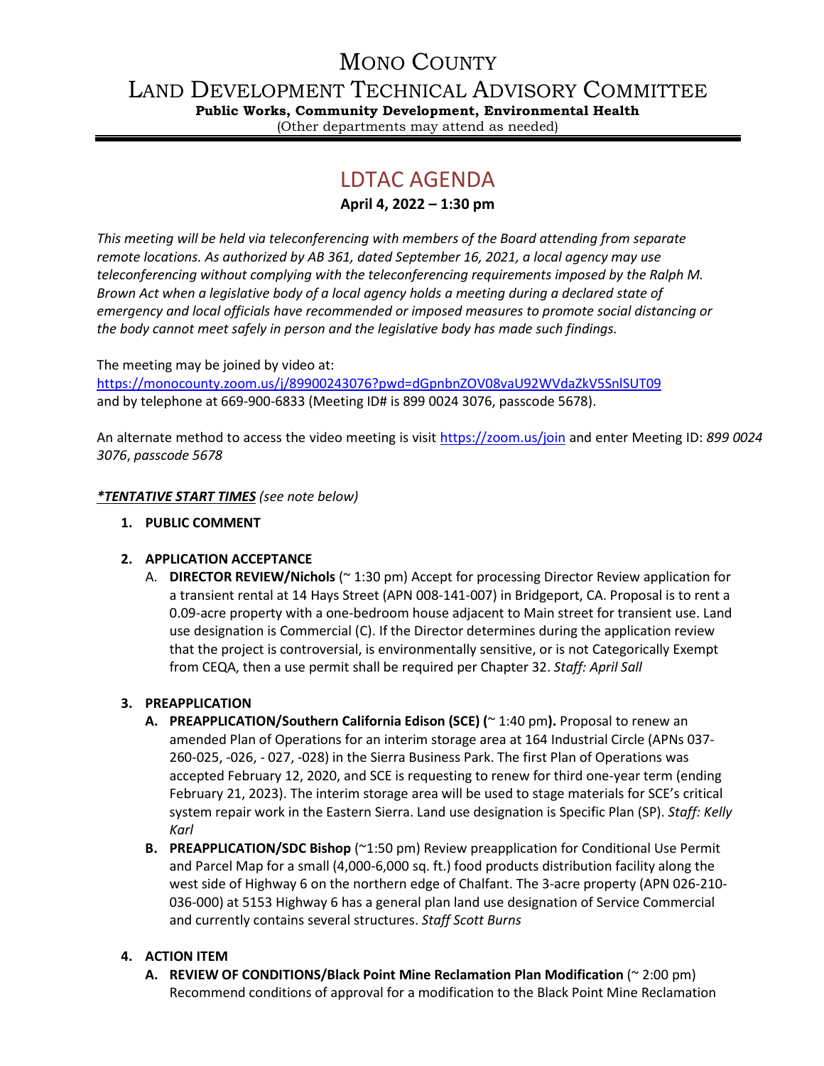# MONO COUNTY

# LAND DEVELOPMENT TECHNICAL ADVISORY COMMITTEE

**Public Works, Community Development, Environmental Health**

(Other departments may attend as needed)

## LDTAC AGENDA

**April 4, 2022 – 1:30 pm**

*This meeting will be held via teleconferencing with members of the Board attending from separate remote locations. As authorized by AB 361, dated September 16, 2021, a local agency may use teleconferencing without complying with the teleconferencing requirements imposed by the Ralph M. Brown Act when a legislative body of a local agency holds a meeting during a declared state of emergency and local officials have recommended or imposed measures to promote social distancing or the body cannot meet safely in person and the legislative body has made such findings.*

The meeting may be joined by video at:
https://monocounty.zoom.us/j/89900243076?pwd=dGpnbnZOV08vaU92WVdaZkV5SnlSUT09
and by telephone at 669-900-6833 (Meeting ID# is 899 0024 3076, passcode 5678).

An alternate method to access the video meeting is visit https://zoom.us/join and enter Meeting ID: *899 0024 3076*, *passcode 5678*

***TENTATIVE START TIMES*** *(see note below)*

1. **PUBLIC COMMENT**

2. **APPLICATION ACCEPTANCE**
   A. **DIRECTOR REVIEW/Nichols** (~ 1:30 pm) Accept for processing Director Review application for a transient rental at 14 Hays Street (APN 008-141-007) in Bridgeport, CA. Proposal is to rent a 0.09-acre property with a one-bedroom house adjacent to Main street for transient use. Land use designation is Commercial (C). If the Director determines during the application review that the project is controversial, is environmentally sensitive, or is not Categorically Exempt from CEQA, then a use permit shall be required per Chapter 32. *Staff: April Sall*

3. **PREAPPLICATION**
   **A. PREAPPLICATION/Southern California Edison (SCE) (**~ 1:40 pm**).** Proposal to renew an amended Plan of Operations for an interim storage area at 164 Industrial Circle (APNs 037-260-025, -026, - 027, -028) in the Sierra Business Park. The first Plan of Operations was accepted February 12, 2020, and SCE is requesting to renew for third one-year term (ending February 21, 2023). The interim storage area will be used to stage materials for SCE's critical system repair work in the Eastern Sierra. Land use designation is Specific Plan (SP). *Staff: Kelly Karl*

   **B. PREAPPLICATION/SDC Bishop** (~1:50 pm) Review preapplication for Conditional Use Permit and Parcel Map for a small (4,000-6,000 sq. ft.) food products distribution facility along the west side of Highway 6 on the northern edge of Chalfant. The 3-acre property (APN 026-210-036-000) at 5153 Highway 6 has a general plan land use designation of Service Commercial and currently contains several structures. *Staff Scott Burns*

4. **ACTION ITEM**
   **A. REVIEW OF CONDITIONS/Black Point Mine Reclamation Plan Modification** (~ 2:00 pm) Recommend conditions of approval for a modification to the Black Point Mine Reclamation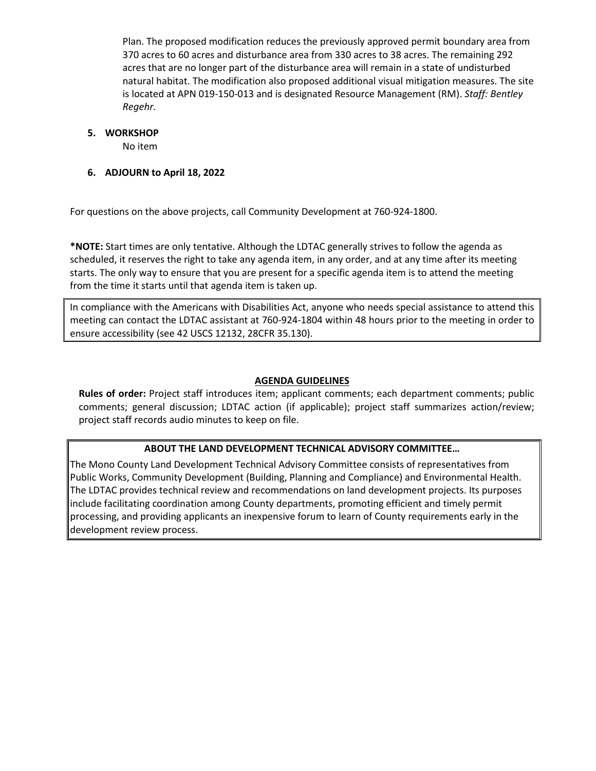Plan. The proposed modification reduces the previously approved permit boundary area from 370 acres to 60 acres and disturbance area from 330 acres to 38 acres. The remaining 292 acres that are no longer part of the disturbance area will remain in a state of undisturbed natural habitat. The modification also proposed additional visual mitigation measures. The site is located at APN 019-150-013 and is designated Resource Management (RM). *Staff: Bentley Regehr.*

**5. WORKSHOP**

No item

**6. ADJOURN to April 18, 2022**

For questions on the above projects, call Community Development at 760-924-1800.

***NOTE:** Start times are only tentative. Although the LDTAC generally strives to follow the agenda as scheduled, it reserves the right to take any agenda item, in any order, and at any time after its meeting starts. The only way to ensure that you are present for a specific agenda item is to attend the meeting from the time it starts until that agenda item is taken up.

In compliance with the Americans with Disabilities Act, anyone who needs special assistance to attend this meeting can contact the LDTAC assistant at 760-924-1804 within 48 hours prior to the meeting in order to ensure accessibility (see 42 USCS 12132, 28CFR 35.130).

## AGENDA GUIDELINES

**Rules of order:** Project staff introduces item; applicant comments; each department comments; public comments; general discussion; LDTAC action (if applicable); project staff summarizes action/review; project staff records audio minutes to keep on file.

## ABOUT THE LAND DEVELOPMENT TECHNICAL ADVISORY COMMITTEE…

The Mono County Land Development Technical Advisory Committee consists of representatives from Public Works, Community Development (Building, Planning and Compliance) and Environmental Health. The LDTAC provides technical review and recommendations on land development projects. Its purposes include facilitating coordination among County departments, promoting efficient and timely permit processing, and providing applicants an inexpensive forum to learn of County requirements early in the development review process.